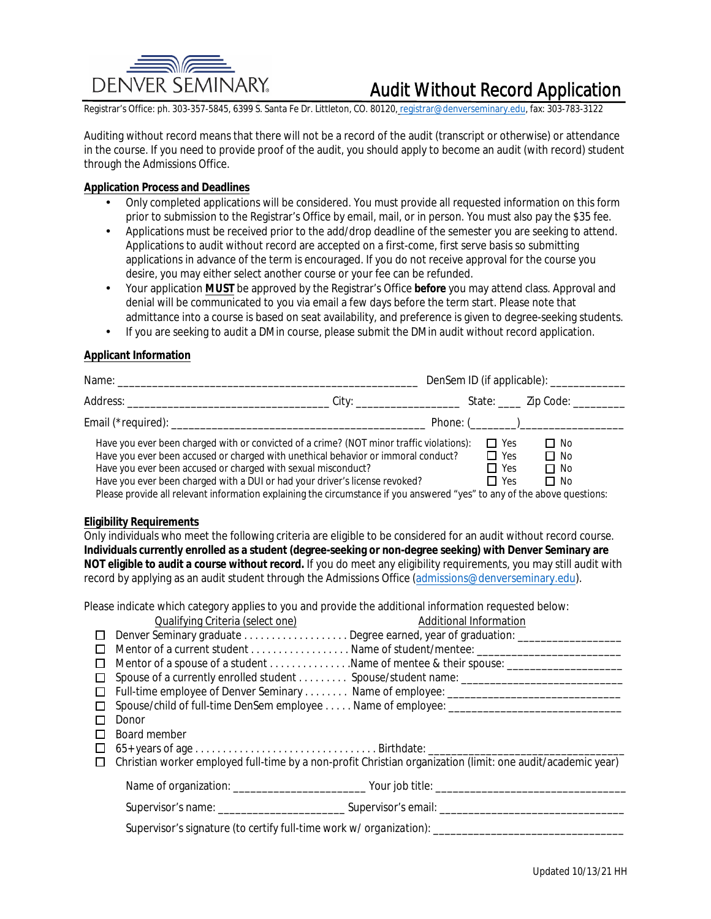DENVER SEMINARY

# Audit Without Record Application

Registrar's Office: ph. 303-357-5845, 6399 S. Santa Fe Dr. Littleton, CO. 80120, registrar@denverseminary.edu, fax: 303-783-3122

Auditing without record means that there will not be a record of the audit (transcript or otherwise) or attendance in the course. If you need to provide proof of the audit, you should apply to become an audit (with record) student through the Admissions Office.

**Application Process and Deadlines**

- Only completed applications will be considered. You must provide all requested information on this form prior to submission to the Registrar's Office by email, mail, or in person. You must also pay the $35 fee.
- Applications must be received prior to the add/drop deadline of the semester you are seeking to attend. Applications to audit without record are accepted on a first-come, first serve basis so submitting applications in advance of the term is encouraged. If you do not receive approval for the course you desire, you may either select another course or your fee can be refunded.
- Your application **MUST** be approved by the Registrar's Office **before** you may attend class. Approval and denial will be communicated to you via email a few days before the term start. Please note that admittance into a course is based on seat availability, and preference is given to degree-seeking students.
- If you are seeking to audit a DMin course, please submit the DMin audit without record application.

**Applicant Information**

Name: ___________________________________________________ DenSem ID (if applicable): _____________

Address: __________________________________ City: _________________ State: ____ Zip Code: _________

Email (*required): ___________________________________________ Phone: (________)_________________

Have you ever been charged with or convicted of a crime? (NOT minor traffic violations): ☐ Yes ☐ No
Have you ever been accused or charged with unethical behavior or immoral conduct? ☐ Yes ☐ No
Have you ever been accused or charged with sexual misconduct? ☐ Yes ☐ No
Have you ever been charged with a DUI or had your driver's license revoked? ☐ Yes ☐ No
Please provide all relevant information explaining the circumstance if you answered "yes" to any of the above questions:

**Eligibility Requirements**

Only individuals who meet the following criteria are eligible to be considered for an audit without record course. **Individuals currently enrolled as a student (degree-seeking or non-degree seeking) with Denver Seminary are NOT eligible to audit a course without record.** If you do meet any eligibility requirements, you may still audit with record by applying as an audit student through the Admissions Office (admissions@denverseminary.edu).

Please indicate which category applies to you and provide the additional information requested below:

| Qualifying Criteria (select one) | Additional Information |
|---|---|
| ☐ Denver Seminary graduate | Degree earned, year of graduation: _________________ |
| ☐ Mentor of a current student | Name of student/mentee: ________________________ |
| ☐ Mentor of a spouse of a student | Name of mentee & their spouse: ___________________ |
| ☐ Spouse of a currently enrolled student | Spouse/student name: ___________________________ |
| ☐ Full-time employee of Denver Seminary | Name of employee: _____________________________ |
| ☐ Spouse/child of full-time DenSem employee | Name of employee: _____________________________ |
| ☐ Donor | |
| ☐ Board member | |
| ☐ 65+ years of age | Birthdate: ________________________________ |
| ☐ Christian worker employed full-time by a non-profit Christian organization (limit: one audit/academic year) | |

Name of organization: ______________________ Your job title: ________________________________

Supervisor's name: _____________________ Supervisor's email: _______________________________

Supervisor's signature (to certify full-time work w/ organization): ________________________________

Updated 10/13/21 HH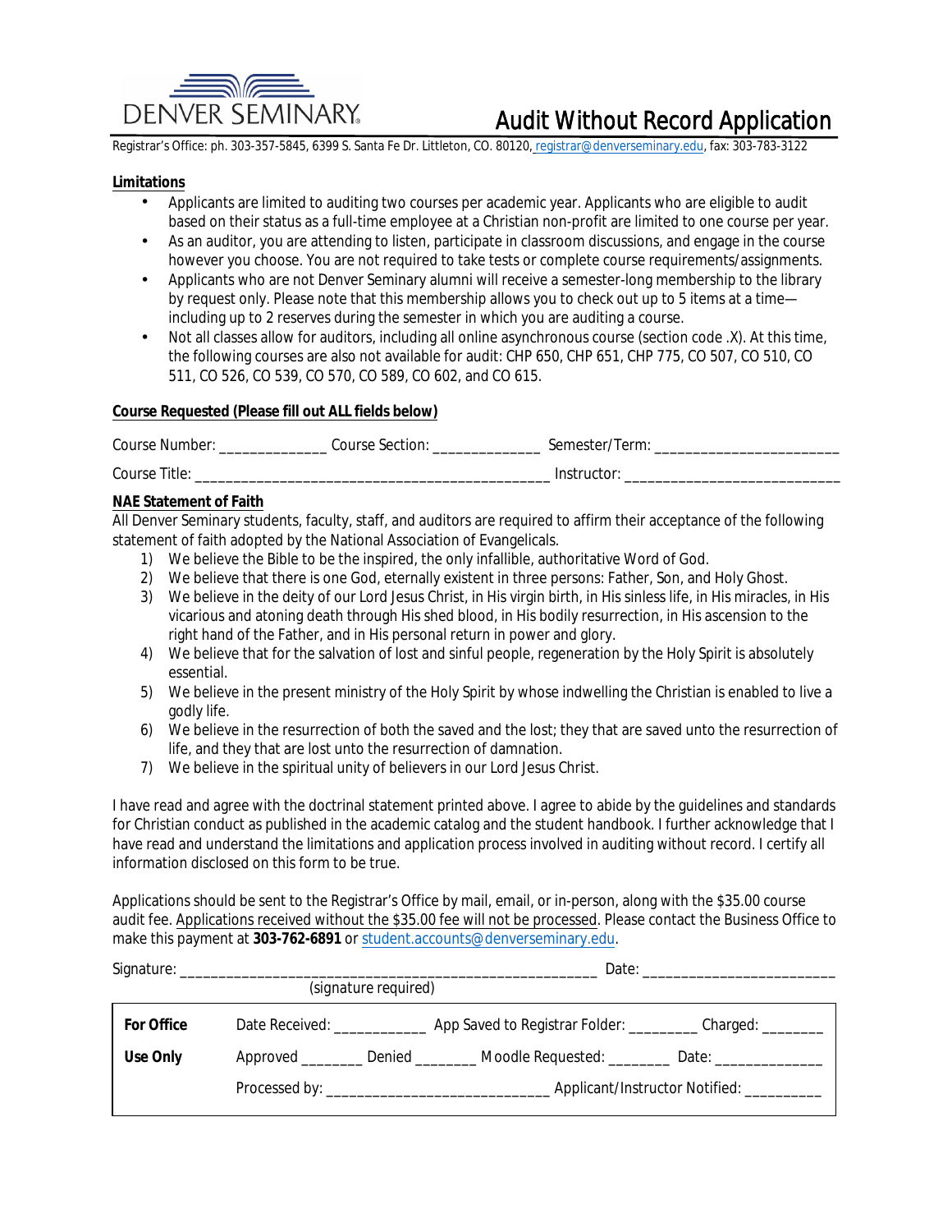DENVER SEMINARY

# Audit Without Record Application

Registrar's Office: ph. 303-357-5845, 6399 S. Santa Fe Dr. Littleton, CO. 80120, registrar@denverseminary.edu, fax: 303-783-3122

**Limitations**

- Applicants are limited to auditing two courses per academic year. Applicants who are eligible to audit based on their status as a full-time employee at a Christian non-profit are limited to one course per year.
- As an auditor, you are attending to listen, participate in classroom discussions, and engage in the course however you choose. You are not required to take tests or complete course requirements/assignments.
- Applicants who are not Denver Seminary alumni will receive a semester-long membership to the library by request only. Please note that this membership allows you to check out up to 5 items at a time—including up to 2 reserves during the semester in which you are auditing a course.
- Not all classes allow for auditors, including all online asynchronous course (section code .X). At this time, the following courses are also not available for audit: CHP 650, CHP 651, CHP 775, CO 507, CO 510, CO 511, CO 526, CO 539, CO 570, CO 589, CO 602, and CO 615.

**Course Requested (Please fill out ALL fields below)**

Course Number: ______________ Course Section: ______________ Semester/Term: ________________________

Course Title: ______________________________________________ Instructor: ____________________________

**NAE Statement of Faith**

All Denver Seminary students, faculty, staff, and auditors are required to affirm their acceptance of the following statement of faith adopted by the National Association of Evangelicals.

1) We believe the Bible to be the inspired, the only infallible, authoritative Word of God.
2) We believe that there is one God, eternally existent in three persons: Father, Son, and Holy Ghost.
3) We believe in the deity of our Lord Jesus Christ, in His virgin birth, in His sinless life, in His miracles, in His vicarious and atoning death through His shed blood, in His bodily resurrection, in His ascension to the right hand of the Father, and in His personal return in power and glory.
4) We believe that for the salvation of lost and sinful people, regeneration by the Holy Spirit is absolutely essential.
5) We believe in the present ministry of the Holy Spirit by whose indwelling the Christian is enabled to live a godly life.
6) We believe in the resurrection of both the saved and the lost; they that are saved unto the resurrection of life, and they that are lost unto the resurrection of damnation.
7) We believe in the spiritual unity of believers in our Lord Jesus Christ.

I have read and agree with the doctrinal statement printed above. I agree to abide by the guidelines and standards for Christian conduct as published in the academic catalog and the student handbook. I further acknowledge that I have read and understand the limitations and application process involved in auditing without record. I certify all information disclosed on this form to be true.

Applications should be sent to the Registrar's Office by mail, email, or in-person, along with the $35.00 course audit fee. Applications received without the $35.00 fee will not be processed. Please contact the Business Office to make this payment at **303-762-6891** or student.accounts@denverseminary.edu.

Signature: ______________________________________________________ Date: ________________________

(signature required)

| | | | |
|---|---|---|---|
| **For Office** | Date Received: ____________ | App Saved to Registrar Folder: _________ | Charged: ________ |
| **Use Only** | Approved ________ Denied ________ | Moodle Requested: ________ | Date: ______________ |
| | Processed by: ____________________________ | Applicant/Instructor Notified: __________ | |